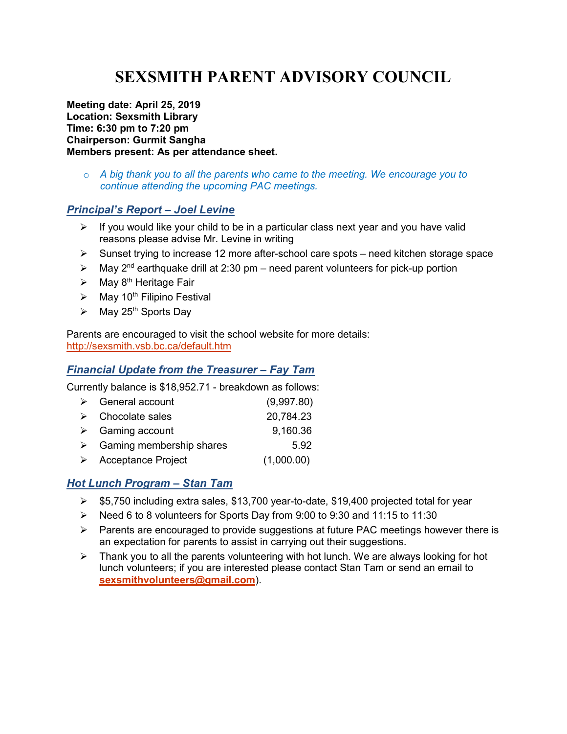# SEXSMITH PARENT ADVISORY COUNCIL

**Meeting date: April 25, 2019**
**Location: Sexsmith Library**
**Time: 6:30 pm to 7:20 pm**
**Chairperson: Gurmit Sangha**
**Members present: As per attendance sheet.**

- *A big thank you to all the parents who came to the meeting. We encourage you to continue attending the upcoming PAC meetings.*

## *Principal's Report – Joel Levine*

- If you would like your child to be in a particular class next year and you have valid reasons please advise Mr. Levine in writing
- Sunset trying to increase 12 more after-school care spots – need kitchen storage space
- May 2nd earthquake drill at 2:30 pm – need parent volunteers for pick-up portion
- May 8th Heritage Fair
- May 10th Filipino Festival
- May 25th Sports Day

Parents are encouraged to visit the school website for more details: http://sexsmith.vsb.bc.ca/default.htm

## *Financial Update from the Treasurer – Fay Tam*

Currently balance is $18,952.71 - breakdown as follows:

| | |
|---|---:|
| General account | (9,997.80) |
| Chocolate sales | 20,784.23 |
| Gaming account | 9,160.36 |
| Gaming membership shares | 5.92 |
| Acceptance Project | (1,000.00) |

## *Hot Lunch Program – Stan Tam*

- $5,750 including extra sales, $13,700 year-to-date, $19,400 projected total for year
- Need 6 to 8 volunteers for Sports Day from 9:00 to 9:30 and 11:15 to 11:30
- Parents are encouraged to provide suggestions at future PAC meetings however there is an expectation for parents to assist in carrying out their suggestions.
- Thank you to all the parents volunteering with hot lunch. We are always looking for hot lunch volunteers; if you are interested please contact Stan Tam or send an email to **sexsmithvolunteers@gmail.com**).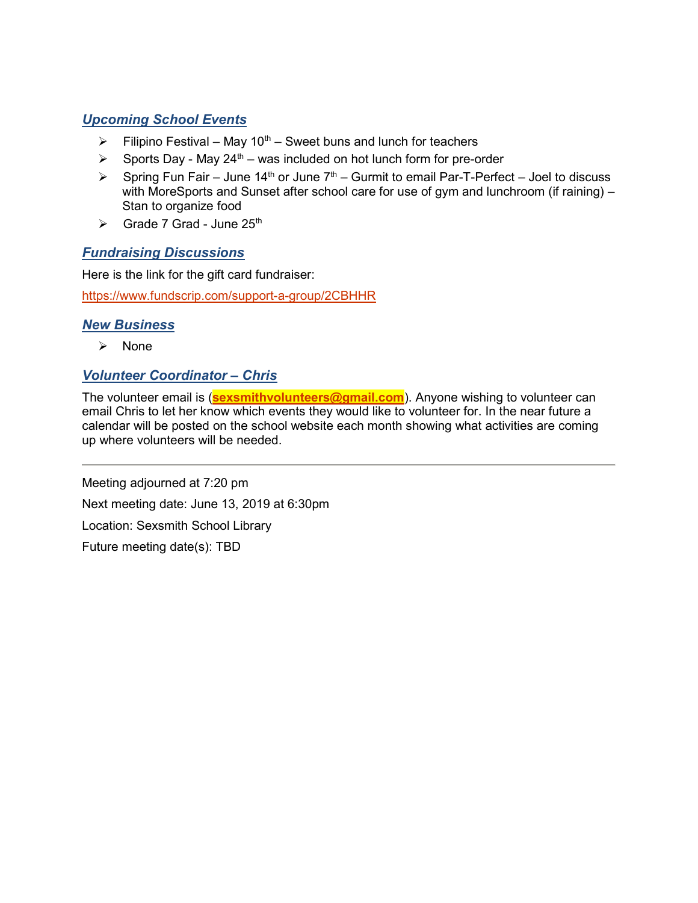## *Upcoming School Events*

- Filipino Festival – May 10th – Sweet buns and lunch for teachers
- Sports Day - May 24th – was included on hot lunch form for pre-order
- Spring Fun Fair – June 14th or June 7th – Gurmit to email Par-T-Perfect – Joel to discuss with MoreSports and Sunset after school care for use of gym and lunchroom (if raining) – Stan to organize food
- Grade 7 Grad - June 25th

## *Fundraising Discussions*

Here is the link for the gift card fundraiser:

https://www.fundscrip.com/support-a-group/2CBHHR

## *New Business*

- None

## *Volunteer Coordinator – Chris*

The volunteer email is (**sexsmithvolunteers@gmail.com**). Anyone wishing to volunteer can email Chris to let her know which events they would like to volunteer for. In the near future a calendar will be posted on the school website each month showing what activities are coming up where volunteers will be needed.

---

Meeting adjourned at 7:20 pm

Next meeting date: June 13, 2019 at 6:30pm

Location: Sexsmith School Library

Future meeting date(s): TBD